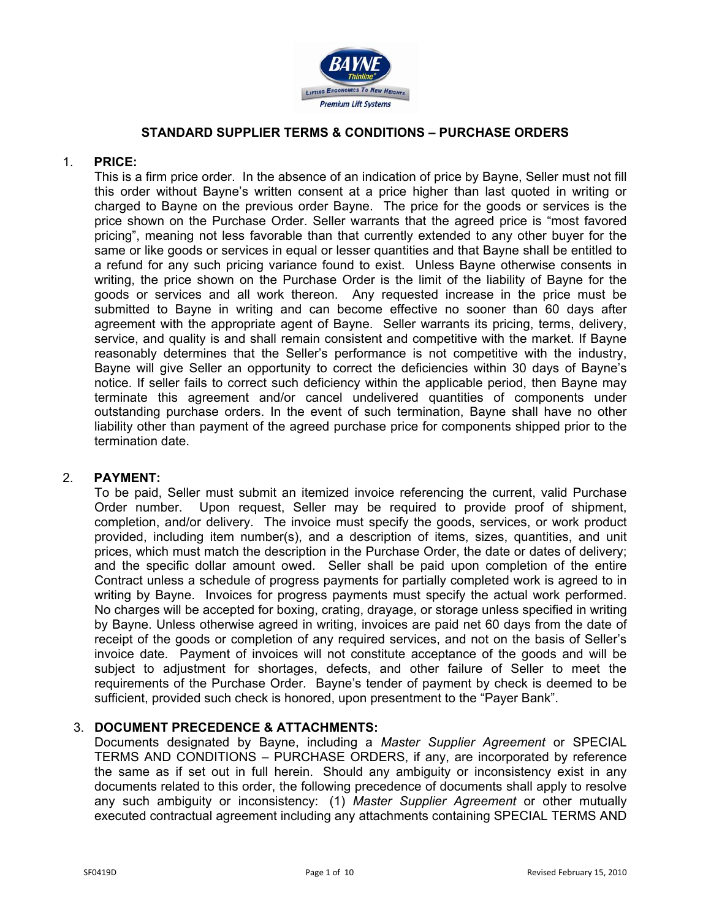## STANDARD SUPPLIER TERMS & CONDITIONS – PURCHASE ORDERS

1. **PRICE:**
This is a firm price order. In the absence of an indication of price by Bayne, Seller must not fill this order without Bayne's written consent at a price higher than last quoted in writing or charged to Bayne on the previous order Bayne. The price for the goods or services is the price shown on the Purchase Order. Seller warrants that the agreed price is "most favored pricing", meaning not less favorable than that currently extended to any other buyer for the same or like goods or services in equal or lesser quantities and that Bayne shall be entitled to a refund for any such pricing variance found to exist. Unless Bayne otherwise consents in writing, the price shown on the Purchase Order is the limit of the liability of Bayne for the goods or services and all work thereon. Any requested increase in the price must be submitted to Bayne in writing and can become effective no sooner than 60 days after agreement with the appropriate agent of Bayne. Seller warrants its pricing, terms, delivery, service, and quality is and shall remain consistent and competitive with the market. If Bayne reasonably determines that the Seller's performance is not competitive with the industry, Bayne will give Seller an opportunity to correct the deficiencies within 30 days of Bayne's notice. If seller fails to correct such deficiency within the applicable period, then Bayne may terminate this agreement and/or cancel undelivered quantities of components under outstanding purchase orders. In the event of such termination, Bayne shall have no other liability other than payment of the agreed purchase price for components shipped prior to the termination date.

2. **PAYMENT:**
To be paid, Seller must submit an itemized invoice referencing the current, valid Purchase Order number. Upon request, Seller may be required to provide proof of shipment, completion, and/or delivery. The invoice must specify the goods, services, or work product provided, including item number(s), and a description of items, sizes, quantities, and unit prices, which must match the description in the Purchase Order, the date or dates of delivery; and the specific dollar amount owed. Seller shall be paid upon completion of the entire Contract unless a schedule of progress payments for partially completed work is agreed to in writing by Bayne. Invoices for progress payments must specify the actual work performed. No charges will be accepted for boxing, crating, drayage, or storage unless specified in writing by Bayne. Unless otherwise agreed in writing, invoices are paid net 60 days from the date of receipt of the goods or completion of any required services, and not on the basis of Seller's invoice date. Payment of invoices will not constitute acceptance of the goods and will be subject to adjustment for shortages, defects, and other failure of Seller to meet the requirements of the Purchase Order. Bayne's tender of payment by check is deemed to be sufficient, provided such check is honored, upon presentment to the "Payer Bank".

3. **DOCUMENT PRECEDENCE & ATTACHMENTS:**
Documents designated by Bayne, including a *Master Supplier Agreement* or SPECIAL TERMS AND CONDITIONS – PURCHASE ORDERS, if any, are incorporated by reference the same as if set out in full herein. Should any ambiguity or inconsistency exist in any documents related to this order, the following precedence of documents shall apply to resolve any such ambiguity or inconsistency: (1) *Master Supplier Agreement* or other mutually executed contractual agreement including any attachments containing SPECIAL TERMS AND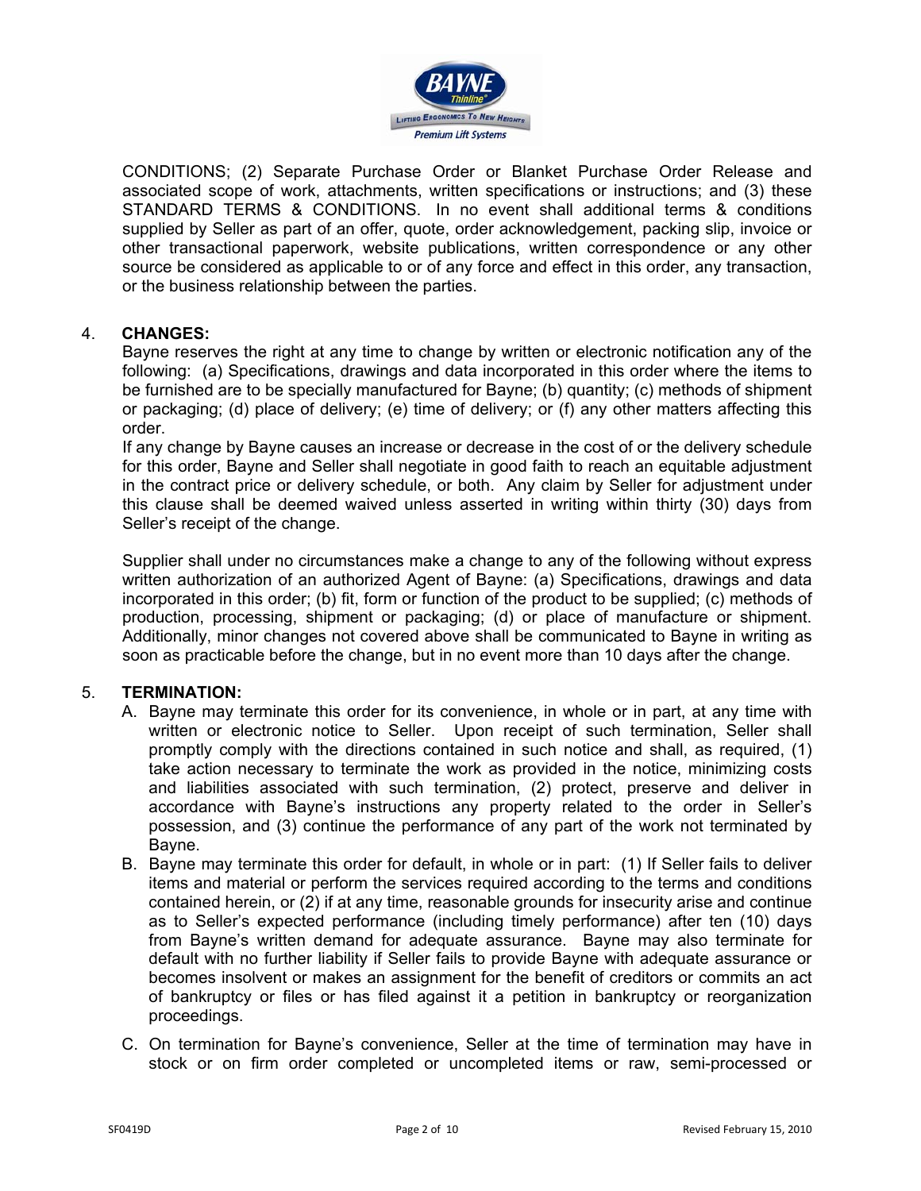CONDITIONS; (2) Separate Purchase Order or Blanket Purchase Order Release and associated scope of work, attachments, written specifications or instructions; and (3) these STANDARD TERMS & CONDITIONS. In no event shall additional terms & conditions supplied by Seller as part of an offer, quote, order acknowledgement, packing slip, invoice or other transactional paperwork, website publications, written correspondence or any other source be considered as applicable to or of any force and effect in this order, any transaction, or the business relationship between the parties.

4. **CHANGES:**

Bayne reserves the right at any time to change by written or electronic notification any of the following: (a) Specifications, drawings and data incorporated in this order where the items to be furnished are to be specially manufactured for Bayne; (b) quantity; (c) methods of shipment or packaging; (d) place of delivery; (e) time of delivery; or (f) any other matters affecting this order.

If any change by Bayne causes an increase or decrease in the cost of or the delivery schedule for this order, Bayne and Seller shall negotiate in good faith to reach an equitable adjustment in the contract price or delivery schedule, or both. Any claim by Seller for adjustment under this clause shall be deemed waived unless asserted in writing within thirty (30) days from Seller's receipt of the change.

Supplier shall under no circumstances make a change to any of the following without express written authorization of an authorized Agent of Bayne: (a) Specifications, drawings and data incorporated in this order; (b) fit, form or function of the product to be supplied; (c) methods of production, processing, shipment or packaging; (d) or place of manufacture or shipment. Additionally, minor changes not covered above shall be communicated to Bayne in writing as soon as practicable before the change, but in no event more than 10 days after the change.

5. **TERMINATION:**

   A. Bayne may terminate this order for its convenience, in whole or in part, at any time with written or electronic notice to Seller. Upon receipt of such termination, Seller shall promptly comply with the directions contained in such notice and shall, as required, (1) take action necessary to terminate the work as provided in the notice, minimizing costs and liabilities associated with such termination, (2) protect, preserve and deliver in accordance with Bayne's instructions any property related to the order in Seller's possession, and (3) continue the performance of any part of the work not terminated by Bayne.

   B. Bayne may terminate this order for default, in whole or in part: (1) If Seller fails to deliver items and material or perform the services required according to the terms and conditions contained herein, or (2) if at any time, reasonable grounds for insecurity arise and continue as to Seller's expected performance (including timely performance) after ten (10) days from Bayne's written demand for adequate assurance. Bayne may also terminate for default with no further liability if Seller fails to provide Bayne with adequate assurance or becomes insolvent or makes an assignment for the benefit of creditors or commits an act of bankruptcy or files or has filed against it a petition in bankruptcy or reorganization proceedings.

   C. On termination for Bayne's convenience, Seller at the time of termination may have in stock or on firm order completed or uncompleted items or raw, semi-processed or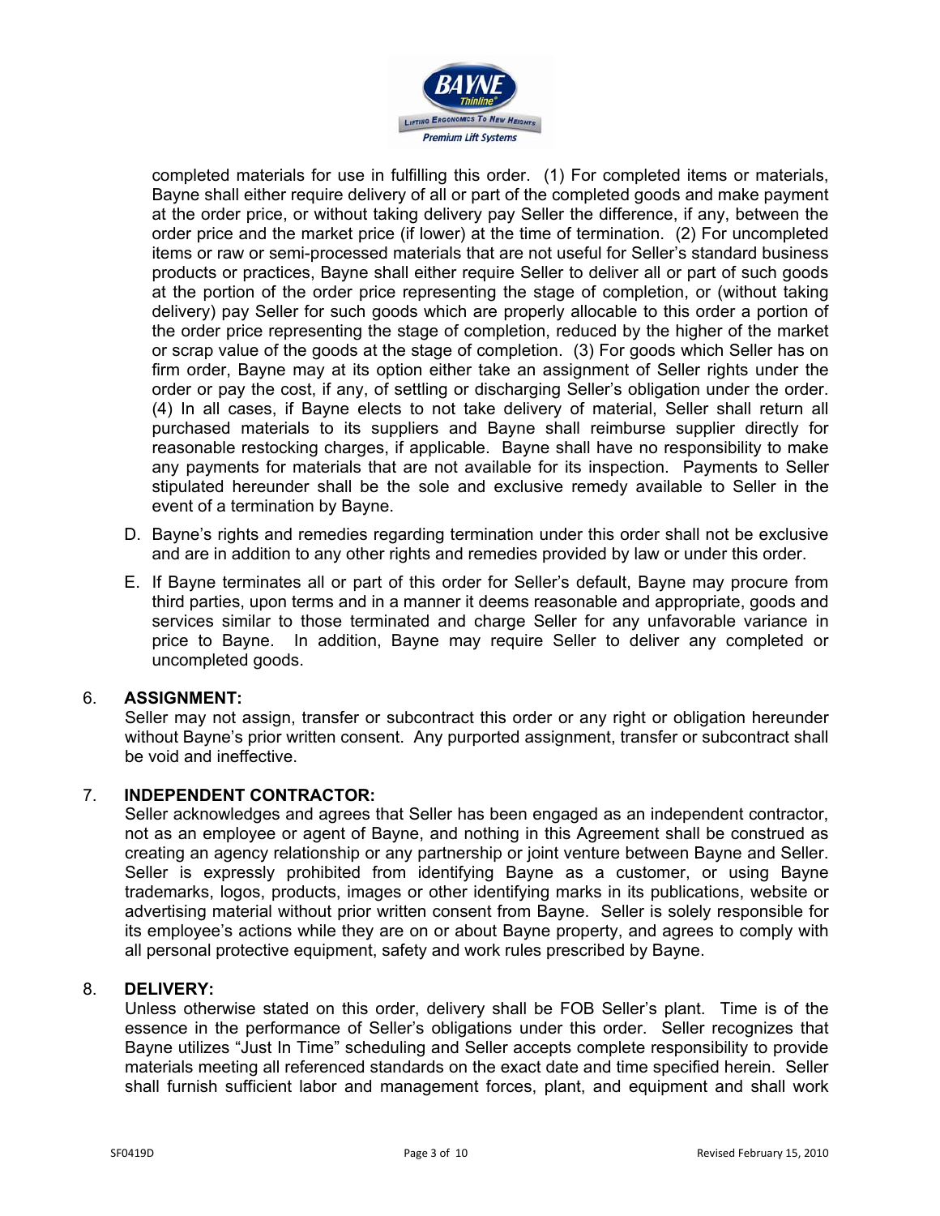completed materials for use in fulfilling this order. (1) For completed items or materials, Bayne shall either require delivery of all or part of the completed goods and make payment at the order price, or without taking delivery pay Seller the difference, if any, between the order price and the market price (if lower) at the time of termination. (2) For uncompleted items or raw or semi-processed materials that are not useful for Seller's standard business products or practices, Bayne shall either require Seller to deliver all or part of such goods at the portion of the order price representing the stage of completion, or (without taking delivery) pay Seller for such goods which are properly allocable to this order a portion of the order price representing the stage of completion, reduced by the higher of the market or scrap value of the goods at the stage of completion. (3) For goods which Seller has on firm order, Bayne may at its option either take an assignment of Seller rights under the order or pay the cost, if any, of settling or discharging Seller's obligation under the order. (4) In all cases, if Bayne elects to not take delivery of material, Seller shall return all purchased materials to its suppliers and Bayne shall reimburse supplier directly for reasonable restocking charges, if applicable. Bayne shall have no responsibility to make any payments for materials that are not available for its inspection. Payments to Seller stipulated hereunder shall be the sole and exclusive remedy available to Seller in the event of a termination by Bayne.

D. Bayne's rights and remedies regarding termination under this order shall not be exclusive and are in addition to any other rights and remedies provided by law or under this order.

E. If Bayne terminates all or part of this order for Seller's default, Bayne may procure from third parties, upon terms and in a manner it deems reasonable and appropriate, goods and services similar to those terminated and charge Seller for any unfavorable variance in price to Bayne. In addition, Bayne may require Seller to deliver any completed or uncompleted goods.

6. **ASSIGNMENT:**
Seller may not assign, transfer or subcontract this order or any right or obligation hereunder without Bayne's prior written consent. Any purported assignment, transfer or subcontract shall be void and ineffective.

7. **INDEPENDENT CONTRACTOR:**
Seller acknowledges and agrees that Seller has been engaged as an independent contractor, not as an employee or agent of Bayne, and nothing in this Agreement shall be construed as creating an agency relationship or any partnership or joint venture between Bayne and Seller. Seller is expressly prohibited from identifying Bayne as a customer, or using Bayne trademarks, logos, products, images or other identifying marks in its publications, website or advertising material without prior written consent from Bayne. Seller is solely responsible for its employee's actions while they are on or about Bayne property, and agrees to comply with all personal protective equipment, safety and work rules prescribed by Bayne.

8. **DELIVERY:**
Unless otherwise stated on this order, delivery shall be FOB Seller's plant. Time is of the essence in the performance of Seller's obligations under this order. Seller recognizes that Bayne utilizes "Just In Time" scheduling and Seller accepts complete responsibility to provide materials meeting all referenced standards on the exact date and time specified herein. Seller shall furnish sufficient labor and management forces, plant, and equipment and shall work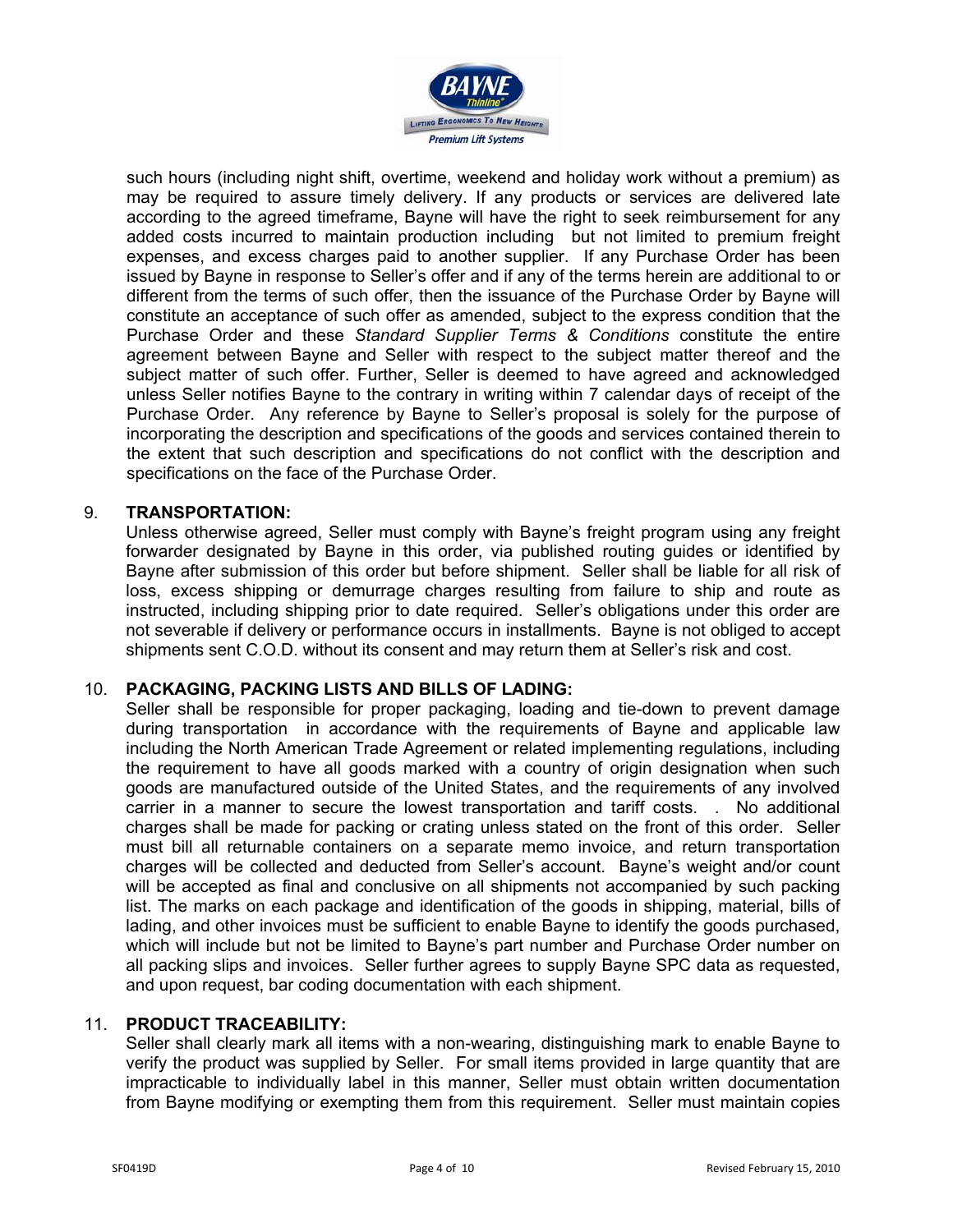such hours (including night shift, overtime, weekend and holiday work without a premium) as may be required to assure timely delivery. If any products or services are delivered late according to the agreed timeframe, Bayne will have the right to seek reimbursement for any added costs incurred to maintain production including but not limited to premium freight expenses, and excess charges paid to another supplier. If any Purchase Order has been issued by Bayne in response to Seller's offer and if any of the terms herein are additional to or different from the terms of such offer, then the issuance of the Purchase Order by Bayne will constitute an acceptance of such offer as amended, subject to the express condition that the Purchase Order and these *Standard Supplier Terms & Conditions* constitute the entire agreement between Bayne and Seller with respect to the subject matter thereof and the subject matter of such offer. Further, Seller is deemed to have agreed and acknowledged unless Seller notifies Bayne to the contrary in writing within 7 calendar days of receipt of the Purchase Order. Any reference by Bayne to Seller's proposal is solely for the purpose of incorporating the description and specifications of the goods and services contained therein to the extent that such description and specifications do not conflict with the description and specifications on the face of the Purchase Order.

9. **TRANSPORTATION:**
Unless otherwise agreed, Seller must comply with Bayne's freight program using any freight forwarder designated by Bayne in this order, via published routing guides or identified by Bayne after submission of this order but before shipment. Seller shall be liable for all risk of loss, excess shipping or demurrage charges resulting from failure to ship and route as instructed, including shipping prior to date required. Seller's obligations under this order are not severable if delivery or performance occurs in installments. Bayne is not obliged to accept shipments sent C.O.D. without its consent and may return them at Seller's risk and cost.

10. **PACKAGING, PACKING LISTS AND BILLS OF LADING:**
Seller shall be responsible for proper packaging, loading and tie-down to prevent damage during transportation in accordance with the requirements of Bayne and applicable law including the North American Trade Agreement or related implementing regulations, including the requirement to have all goods marked with a country of origin designation when such goods are manufactured outside of the United States, and the requirements of any involved carrier in a manner to secure the lowest transportation and tariff costs. . No additional charges shall be made for packing or crating unless stated on the front of this order. Seller must bill all returnable containers on a separate memo invoice, and return transportation charges will be collected and deducted from Seller's account. Bayne's weight and/or count will be accepted as final and conclusive on all shipments not accompanied by such packing list. The marks on each package and identification of the goods in shipping, material, bills of lading, and other invoices must be sufficient to enable Bayne to identify the goods purchased, which will include but not be limited to Bayne's part number and Purchase Order number on all packing slips and invoices. Seller further agrees to supply Bayne SPC data as requested, and upon request, bar coding documentation with each shipment.

11. **PRODUCT TRACEABILITY:**
Seller shall clearly mark all items with a non-wearing, distinguishing mark to enable Bayne to verify the product was supplied by Seller. For small items provided in large quantity that are impracticable to individually label in this manner, Seller must obtain written documentation from Bayne modifying or exempting them from this requirement. Seller must maintain copies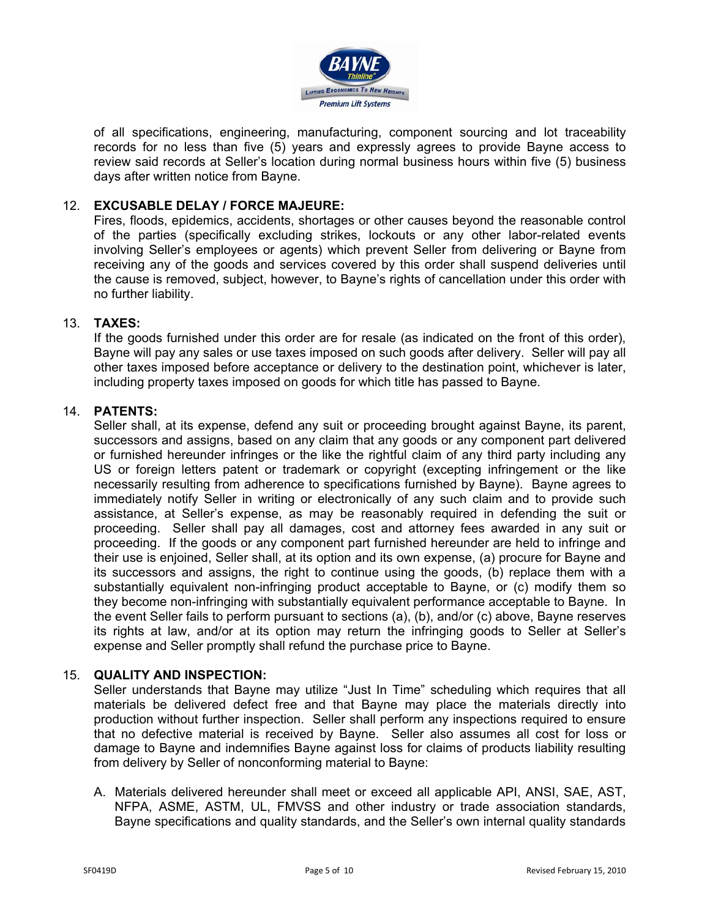of all specifications, engineering, manufacturing, component sourcing and lot traceability records for no less than five (5) years and expressly agrees to provide Bayne access to review said records at Seller's location during normal business hours within five (5) business days after written notice from Bayne.

12. **EXCUSABLE DELAY / FORCE MAJEURE:**
    Fires, floods, epidemics, accidents, shortages or other causes beyond the reasonable control of the parties (specifically excluding strikes, lockouts or any other labor-related events involving Seller's employees or agents) which prevent Seller from delivering or Bayne from receiving any of the goods and services covered by this order shall suspend deliveries until the cause is removed, subject, however, to Bayne's rights of cancellation under this order with no further liability.

13. **TAXES:**
    If the goods furnished under this order are for resale (as indicated on the front of this order), Bayne will pay any sales or use taxes imposed on such goods after delivery. Seller will pay all other taxes imposed before acceptance or delivery to the destination point, whichever is later, including property taxes imposed on goods for which title has passed to Bayne.

14. **PATENTS:**
    Seller shall, at its expense, defend any suit or proceeding brought against Bayne, its parent, successors and assigns, based on any claim that any goods or any component part delivered or furnished hereunder infringes or the like the rightful claim of any third party including any US or foreign letters patent or trademark or copyright (excepting infringement or the like necessarily resulting from adherence to specifications furnished by Bayne). Bayne agrees to immediately notify Seller in writing or electronically of any such claim and to provide such assistance, at Seller's expense, as may be reasonably required in defending the suit or proceeding. Seller shall pay all damages, cost and attorney fees awarded in any suit or proceeding. If the goods or any component part furnished hereunder are held to infringe and their use is enjoined, Seller shall, at its option and its own expense, (a) procure for Bayne and its successors and assigns, the right to continue using the goods, (b) replace them with a substantially equivalent non-infringing product acceptable to Bayne, or (c) modify them so they become non-infringing with substantially equivalent performance acceptable to Bayne. In the event Seller fails to perform pursuant to sections (a), (b), and/or (c) above, Bayne reserves its rights at law, and/or at its option may return the infringing goods to Seller at Seller's expense and Seller promptly shall refund the purchase price to Bayne.

15. **QUALITY AND INSPECTION:**
    Seller understands that Bayne may utilize "Just In Time" scheduling which requires that all materials be delivered defect free and that Bayne may place the materials directly into production without further inspection. Seller shall perform any inspections required to ensure that no defective material is received by Bayne. Seller also assumes all cost for loss or damage to Bayne and indemnifies Bayne against loss for claims of products liability resulting from delivery by Seller of nonconforming material to Bayne:

    A. Materials delivered hereunder shall meet or exceed all applicable API, ANSI, SAE, AST, NFPA, ASME, ASTM, UL, FMVSS and other industry or trade association standards, Bayne specifications and quality standards, and the Seller's own internal quality standards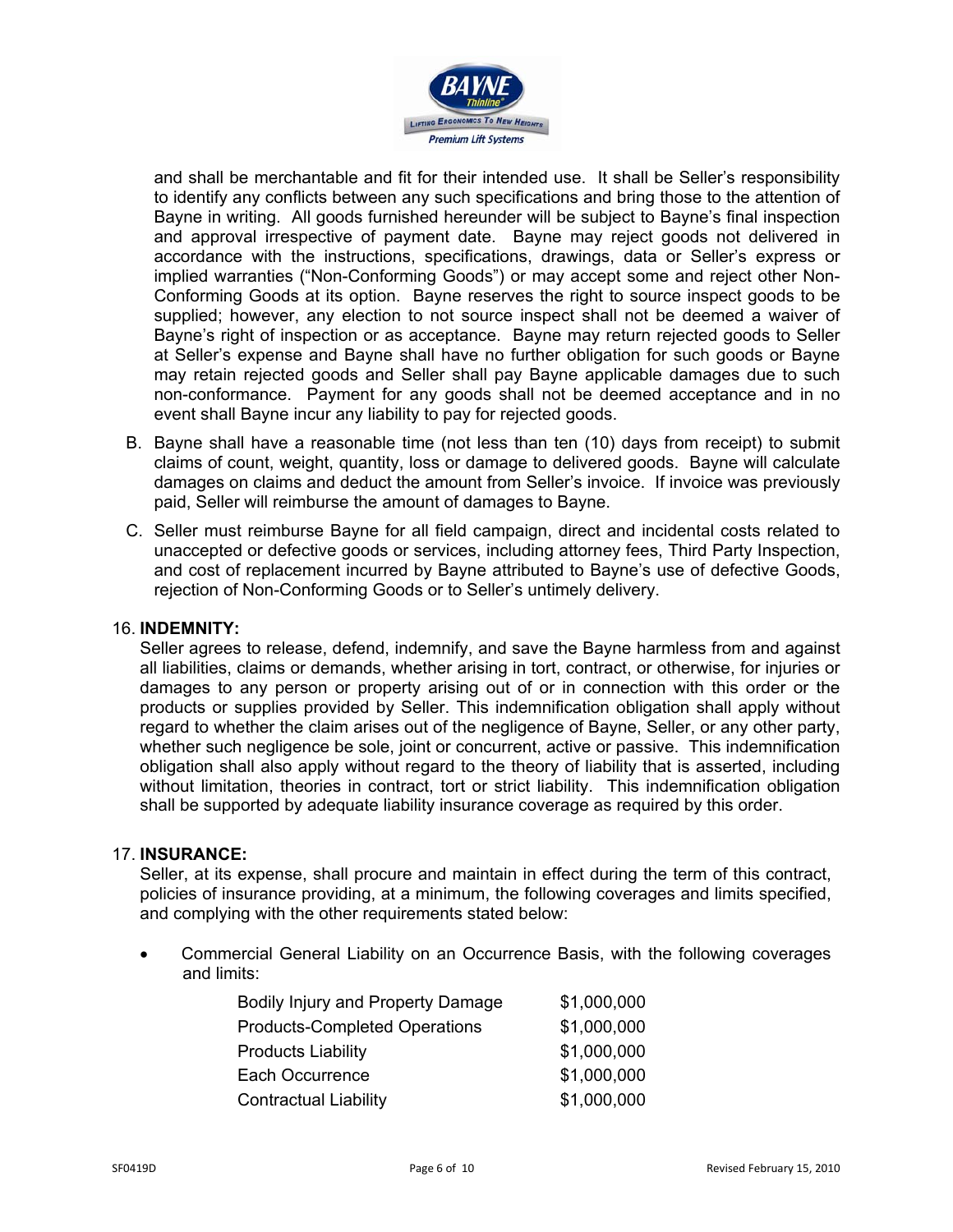and shall be merchantable and fit for their intended use. It shall be Seller's responsibility to identify any conflicts between any such specifications and bring those to the attention of Bayne in writing. All goods furnished hereunder will be subject to Bayne's final inspection and approval irrespective of payment date. Bayne may reject goods not delivered in accordance with the instructions, specifications, drawings, data or Seller's express or implied warranties ("Non-Conforming Goods") or may accept some and reject other Non-Conforming Goods at its option. Bayne reserves the right to source inspect goods to be supplied; however, any election to not source inspect shall not be deemed a waiver of Bayne's right of inspection or as acceptance. Bayne may return rejected goods to Seller at Seller's expense and Bayne shall have no further obligation for such goods or Bayne may retain rejected goods and Seller shall pay Bayne applicable damages due to such non-conformance. Payment for any goods shall not be deemed acceptance and in no event shall Bayne incur any liability to pay for rejected goods.

B. Bayne shall have a reasonable time (not less than ten (10) days from receipt) to submit claims of count, weight, quantity, loss or damage to delivered goods. Bayne will calculate damages on claims and deduct the amount from Seller's invoice. If invoice was previously paid, Seller will reimburse the amount of damages to Bayne.

C. Seller must reimburse Bayne for all field campaign, direct and incidental costs related to unaccepted or defective goods or services, including attorney fees, Third Party Inspection, and cost of replacement incurred by Bayne attributed to Bayne's use of defective Goods, rejection of Non-Conforming Goods or to Seller's untimely delivery.

16. **INDEMNITY:**

Seller agrees to release, defend, indemnify, and save the Bayne harmless from and against all liabilities, claims or demands, whether arising in tort, contract, or otherwise, for injuries or damages to any person or property arising out of or in connection with this order or the products or supplies provided by Seller. This indemnification obligation shall apply without regard to whether the claim arises out of the negligence of Bayne, Seller, or any other party, whether such negligence be sole, joint or concurrent, active or passive. This indemnification obligation shall also apply without regard to the theory of liability that is asserted, including without limitation, theories in contract, tort or strict liability. This indemnification obligation shall be supported by adequate liability insurance coverage as required by this order.

17. **INSURANCE:**

Seller, at its expense, shall procure and maintain in effect during the term of this contract, policies of insurance providing, at a minimum, the following coverages and limits specified, and complying with the other requirements stated below:

- Commercial General Liability on an Occurrence Basis, with the following coverages and limits:

| | |
|---|---|
| Bodily Injury and Property Damage | $1,000,000 |
| Products-Completed Operations | $1,000,000 |
| Products Liability | $1,000,000 |
| Each Occurrence | $1,000,000 |
| Contractual Liability | $1,000,000 |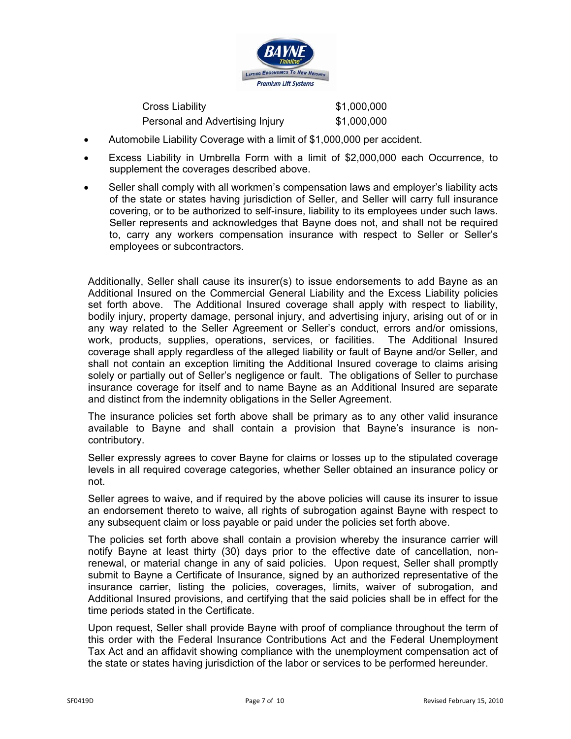| | |
|---|---|
| Cross Liability | $1,000,000 |
| Personal and Advertising Injury | $1,000,000 |

- Automobile Liability Coverage with a limit of $1,000,000 per accident.
- Excess Liability in Umbrella Form with a limit of $2,000,000 each Occurrence, to supplement the coverages described above.
- Seller shall comply with all workmen's compensation laws and employer's liability acts of the state or states having jurisdiction of Seller, and Seller will carry full insurance covering, or to be authorized to self-insure, liability to its employees under such laws. Seller represents and acknowledges that Bayne does not, and shall not be required to, carry any workers compensation insurance with respect to Seller or Seller's employees or subcontractors.

Additionally, Seller shall cause its insurer(s) to issue endorsements to add Bayne as an Additional Insured on the Commercial General Liability and the Excess Liability policies set forth above. The Additional Insured coverage shall apply with respect to liability, bodily injury, property damage, personal injury, and advertising injury, arising out of or in any way related to the Seller Agreement or Seller's conduct, errors and/or omissions, work, products, supplies, operations, services, or facilities. The Additional Insured coverage shall apply regardless of the alleged liability or fault of Bayne and/or Seller, and shall not contain an exception limiting the Additional Insured coverage to claims arising solely or partially out of Seller's negligence or fault. The obligations of Seller to purchase insurance coverage for itself and to name Bayne as an Additional Insured are separate and distinct from the indemnity obligations in the Seller Agreement.

The insurance policies set forth above shall be primary as to any other valid insurance available to Bayne and shall contain a provision that Bayne's insurance is non-contributory.

Seller expressly agrees to cover Bayne for claims or losses up to the stipulated coverage levels in all required coverage categories, whether Seller obtained an insurance policy or not.

Seller agrees to waive, and if required by the above policies will cause its insurer to issue an endorsement thereto to waive, all rights of subrogation against Bayne with respect to any subsequent claim or loss payable or paid under the policies set forth above.

The policies set forth above shall contain a provision whereby the insurance carrier will notify Bayne at least thirty (30) days prior to the effective date of cancellation, non-renewal, or material change in any of said policies. Upon request, Seller shall promptly submit to Bayne a Certificate of Insurance, signed by an authorized representative of the insurance carrier, listing the policies, coverages, limits, waiver of subrogation, and Additional Insured provisions, and certifying that the said policies shall be in effect for the time periods stated in the Certificate.

Upon request, Seller shall provide Bayne with proof of compliance throughout the term of this order with the Federal Insurance Contributions Act and the Federal Unemployment Tax Act and an affidavit showing compliance with the unemployment compensation act of the state or states having jurisdiction of the labor or services to be performed hereunder.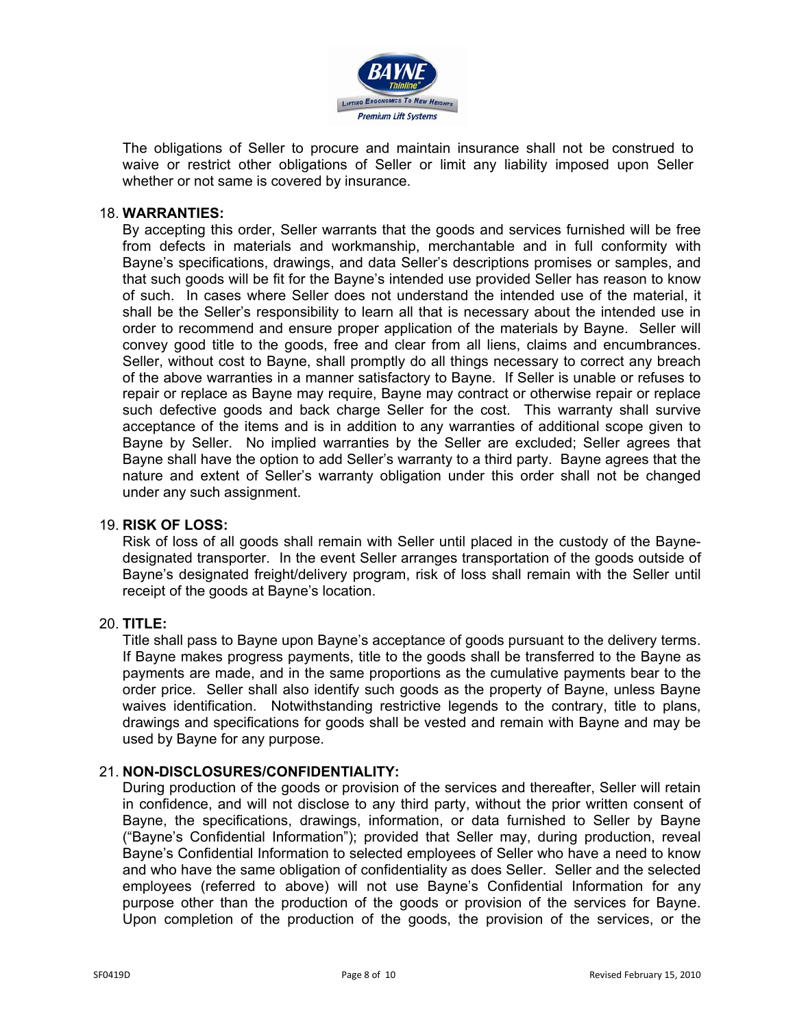The obligations of Seller to procure and maintain insurance shall not be construed to waive or restrict other obligations of Seller or limit any liability imposed upon Seller whether or not same is covered by insurance.

18. **WARRANTIES:**

By accepting this order, Seller warrants that the goods and services furnished will be free from defects in materials and workmanship, merchantable and in full conformity with Bayne's specifications, drawings, and data Seller's descriptions promises or samples, and that such goods will be fit for the Bayne's intended use provided Seller has reason to know of such. In cases where Seller does not understand the intended use of the material, it shall be the Seller's responsibility to learn all that is necessary about the intended use in order to recommend and ensure proper application of the materials by Bayne. Seller will convey good title to the goods, free and clear from all liens, claims and encumbrances. Seller, without cost to Bayne, shall promptly do all things necessary to correct any breach of the above warranties in a manner satisfactory to Bayne. If Seller is unable or refuses to repair or replace as Bayne may require, Bayne may contract or otherwise repair or replace such defective goods and back charge Seller for the cost. This warranty shall survive acceptance of the items and is in addition to any warranties of additional scope given to Bayne by Seller. No implied warranties by the Seller are excluded; Seller agrees that Bayne shall have the option to add Seller's warranty to a third party. Bayne agrees that the nature and extent of Seller's warranty obligation under this order shall not be changed under any such assignment.

19. **RISK OF LOSS:**

Risk of loss of all goods shall remain with Seller until placed in the custody of the Bayne-designated transporter. In the event Seller arranges transportation of the goods outside of Bayne's designated freight/delivery program, risk of loss shall remain with the Seller until receipt of the goods at Bayne's location.

20. **TITLE:**

Title shall pass to Bayne upon Bayne's acceptance of goods pursuant to the delivery terms. If Bayne makes progress payments, title to the goods shall be transferred to the Bayne as payments are made, and in the same proportions as the cumulative payments bear to the order price. Seller shall also identify such goods as the property of Bayne, unless Bayne waives identification. Notwithstanding restrictive legends to the contrary, title to plans, drawings and specifications for goods shall be vested and remain with Bayne and may be used by Bayne for any purpose.

21. **NON-DISCLOSURES/CONFIDENTIALITY:**

During production of the goods or provision of the services and thereafter, Seller will retain in confidence, and will not disclose to any third party, without the prior written consent of Bayne, the specifications, drawings, information, or data furnished to Seller by Bayne ("Bayne's Confidential Information"); provided that Seller may, during production, reveal Bayne's Confidential Information to selected employees of Seller who have a need to know and who have the same obligation of confidentiality as does Seller. Seller and the selected employees (referred to above) will not use Bayne's Confidential Information for any purpose other than the production of the goods or provision of the services for Bayne. Upon completion of the production of the goods, the provision of the services, or the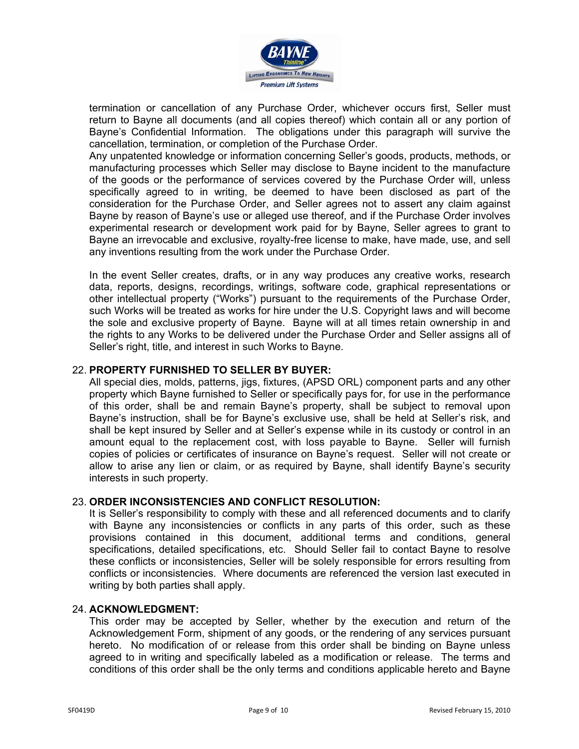termination or cancellation of any Purchase Order, whichever occurs first, Seller must return to Bayne all documents (and all copies thereof) which contain all or any portion of Bayne's Confidential Information. The obligations under this paragraph will survive the cancellation, termination, or completion of the Purchase Order.

Any unpatented knowledge or information concerning Seller's goods, products, methods, or manufacturing processes which Seller may disclose to Bayne incident to the manufacture of the goods or the performance of services covered by the Purchase Order will, unless specifically agreed to in writing, be deemed to have been disclosed as part of the consideration for the Purchase Order, and Seller agrees not to assert any claim against Bayne by reason of Bayne's use or alleged use thereof, and if the Purchase Order involves experimental research or development work paid for by Bayne, Seller agrees to grant to Bayne an irrevocable and exclusive, royalty-free license to make, have made, use, and sell any inventions resulting from the work under the Purchase Order.

In the event Seller creates, drafts, or in any way produces any creative works, research data, reports, designs, recordings, writings, software code, graphical representations or other intellectual property ("Works") pursuant to the requirements of the Purchase Order, such Works will be treated as works for hire under the U.S. Copyright laws and will become the sole and exclusive property of Bayne. Bayne will at all times retain ownership in and the rights to any Works to be delivered under the Purchase Order and Seller assigns all of Seller's right, title, and interest in such Works to Bayne.

22. **PROPERTY FURNISHED TO SELLER BY BUYER:**
All special dies, molds, patterns, jigs, fixtures, (APSD ORL) component parts and any other property which Bayne furnished to Seller or specifically pays for, for use in the performance of this order, shall be and remain Bayne's property, shall be subject to removal upon Bayne's instruction, shall be for Bayne's exclusive use, shall be held at Seller's risk, and shall be kept insured by Seller and at Seller's expense while in its custody or control in an amount equal to the replacement cost, with loss payable to Bayne. Seller will furnish copies of policies or certificates of insurance on Bayne's request. Seller will not create or allow to arise any lien or claim, or as required by Bayne, shall identify Bayne's security interests in such property.

23. **ORDER INCONSISTENCIES AND CONFLICT RESOLUTION:**
It is Seller's responsibility to comply with these and all referenced documents and to clarify with Bayne any inconsistencies or conflicts in any parts of this order, such as these provisions contained in this document, additional terms and conditions, general specifications, detailed specifications, etc. Should Seller fail to contact Bayne to resolve these conflicts or inconsistencies, Seller will be solely responsible for errors resulting from conflicts or inconsistencies. Where documents are referenced the version last executed in writing by both parties shall apply.

24. **ACKNOWLEDGMENT:**
This order may be accepted by Seller, whether by the execution and return of the Acknowledgement Form, shipment of any goods, or the rendering of any services pursuant hereto. No modification of or release from this order shall be binding on Bayne unless agreed to in writing and specifically labeled as a modification or release. The terms and conditions of this order shall be the only terms and conditions applicable hereto and Bayne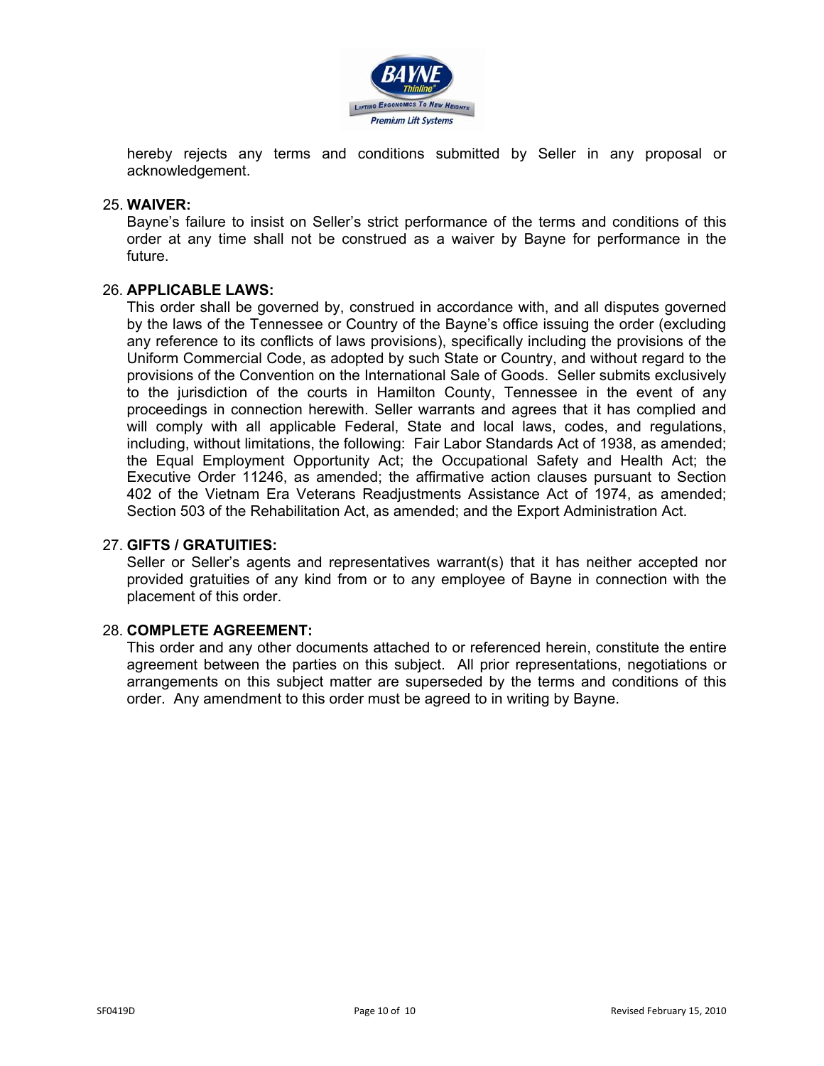hereby rejects any terms and conditions submitted by Seller in any proposal or acknowledgement.

25. **WAIVER:**
    Bayne's failure to insist on Seller's strict performance of the terms and conditions of this order at any time shall not be construed as a waiver by Bayne for performance in the future.

26. **APPLICABLE LAWS:**
    This order shall be governed by, construed in accordance with, and all disputes governed by the laws of the Tennessee or Country of the Bayne's office issuing the order (excluding any reference to its conflicts of laws provisions), specifically including the provisions of the Uniform Commercial Code, as adopted by such State or Country, and without regard to the provisions of the Convention on the International Sale of Goods. Seller submits exclusively to the jurisdiction of the courts in Hamilton County, Tennessee in the event of any proceedings in connection herewith. Seller warrants and agrees that it has complied and will comply with all applicable Federal, State and local laws, codes, and regulations, including, without limitations, the following: Fair Labor Standards Act of 1938, as amended; the Equal Employment Opportunity Act; the Occupational Safety and Health Act; the Executive Order 11246, as amended; the affirmative action clauses pursuant to Section 402 of the Vietnam Era Veterans Readjustments Assistance Act of 1974, as amended; Section 503 of the Rehabilitation Act, as amended; and the Export Administration Act.

27. **GIFTS / GRATUITIES:**
    Seller or Seller's agents and representatives warrant(s) that it has neither accepted nor provided gratuities of any kind from or to any employee of Bayne in connection with the placement of this order.

28. **COMPLETE AGREEMENT:**
    This order and any other documents attached to or referenced herein, constitute the entire agreement between the parties on this subject. All prior representations, negotiations or arrangements on this subject matter are superseded by the terms and conditions of this order. Any amendment to this order must be agreed to in writing by Bayne.